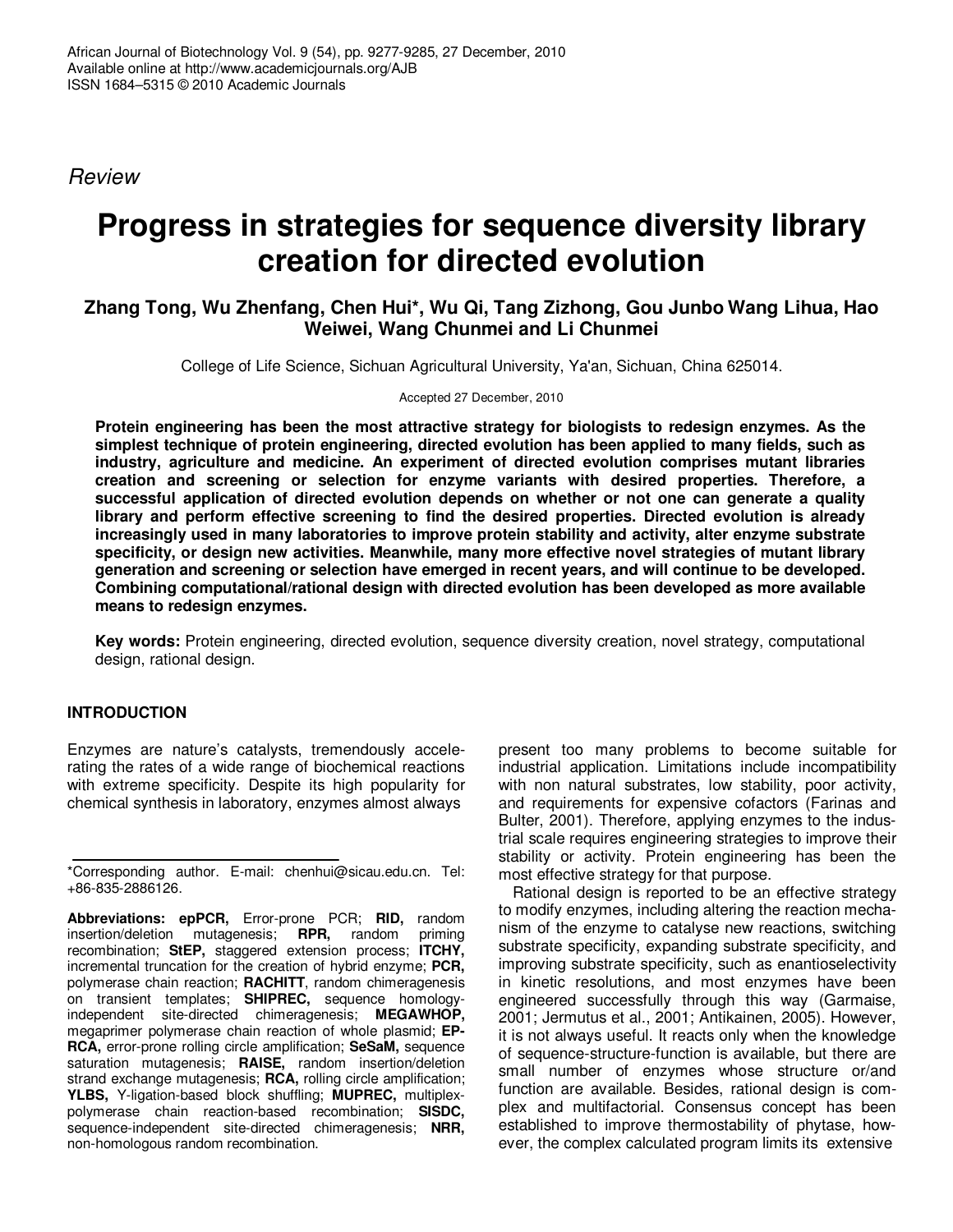Review

# Progress in strategies for sequence diversity library creation for directed evolution

**Zhang Tong, Wu Zhenfang, Chen Hui*, Wu Qi, Tang Zizhong, Gou Junbo Wang Lihua, Hao Weiwei, Wang Chunmei and Li Chunmei**

College of Life Science, Sichuan Agricultural University, Ya'an, Sichuan, China 625014.

Accepted 27 December, 2010

**Protein engineering has been the most attractive strategy for biologists to redesign enzymes. As the simplest technique of protein engineering, directed evolution has been applied to many fields, such as industry, agriculture and medicine. An experiment of directed evolution comprises mutant libraries creation and screening or selection for enzyme variants with desired properties. Therefore, a successful application of directed evolution depends on whether or not one can generate a quality library and perform effective screening to find the desired properties. Directed evolution is already increasingly used in many laboratories to improve protein stability and activity, alter enzyme substrate specificity, or design new activities. Meanwhile, many more effective novel strategies of mutant library generation and screening or selection have emerged in recent years, and will continue to be developed. Combining computational/rational design with directed evolution has been developed as more available means to redesign enzymes.**

**Key words:** Protein engineering, directed evolution, sequence diversity creation, novel strategy, computational design, rational design.

## INTRODUCTION

Enzymes are nature's catalysts, tremendously accelerating the rates of a wide range of biochemical reactions with extreme specificity. Despite its high popularity for chemical synthesis in laboratory, enzymes almost always present too many problems to become suitable for industrial application. Limitations include incompatibility with non natural substrates, low stability, poor activity, and requirements for expensive cofactors (Farinas and Bulter, 2001). Therefore, applying enzymes to the industrial scale requires engineering strategies to improve their stability or activity. Protein engineering has been the most effective strategy for that purpose.

Rational design is reported to be an effective strategy to modify enzymes, including altering the reaction mechanism of the enzyme to catalyse new reactions, switching substrate specificity, expanding substrate specificity, and improving substrate specificity, such as enantioselectivity in kinetic resolutions, and most enzymes have been engineered successfully through this way (Garmaise, 2001; Jermutus et al., 2001; Antikainen, 2005). However, it is not always useful. It reacts only when the knowledge of sequence-structure-function is available, but there are small number of enzymes whose structure or/and function are available. Besides, rational design is complex and multifactorial. Consensus concept has been established to improve thermostability of phytase, however, the complex calculated program limits its extensive

*Corresponding author. E-mail: chenhui@sicau.edu.cn. Tel: +86-835-2886126.

**Abbreviations: epPCR,** Error-prone PCR; **RID,** random insertion/deletion mutagenesis; **RPR,** random priming recombination; **StEP,** staggered extension process; **ITCHY,** incremental truncation for the creation of hybrid enzyme; **PCR,** polymerase chain reaction; **RACHITT**, random chimeragenesis on transient templates; **SHIPREC,** sequence homology-independent site-directed chimeragenesis; **MEGAWHOP,** megaprimer polymerase chain reaction of whole plasmid; **EP-RCA,** error-prone rolling circle amplification; **SeSaM,** sequence saturation mutagenesis; **RAISE,** random insertion/deletion strand exchange mutagenesis; **RCA,** rolling circle amplification; **YLBS,** Y-ligation-based block shuffling; **MUPREC,** multiplex-polymerase chain reaction-based recombination; **SISDC,** sequence-independent site-directed chimeragenesis; **NRR,** non-homologous random recombination.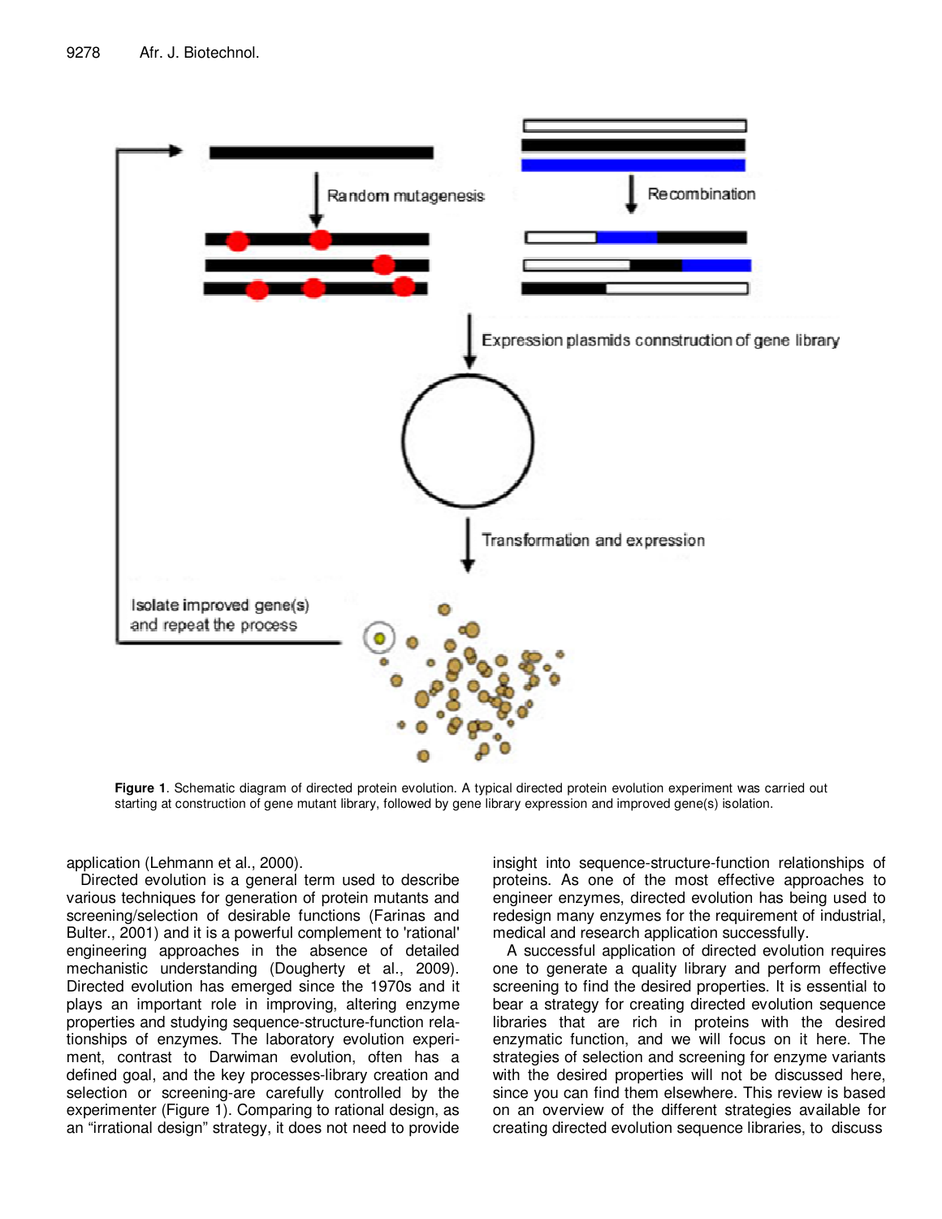Figure 1. Schematic diagram of directed protein evolution. A typical directed protein evolution experiment was carried out starting at construction of gene mutant library, followed by gene library expression and improved gene(s) isolation.

application (Lehmann et al., 2000).

Directed evolution is a general term used to describe various techniques for generation of protein mutants and screening/selection of desirable functions (Farinas and Bulter., 2001) and it is a powerful complement to 'rational' engineering approaches in the absence of detailed mechanistic understanding (Dougherty et al., 2009). Directed evolution has emerged since the 1970s and it plays an important role in improving, altering enzyme properties and studying sequence-structure-function relationships of enzymes. The laboratory evolution experiment, contrast to Darwiman evolution, often has a defined goal, and the key processes-library creation and selection or screening-are carefully controlled by the experimenter (Figure 1). Comparing to rational design, as an "irrational design" strategy, it does not need to provide insight into sequence-structure-function relationships of proteins. As one of the most effective approaches to engineer enzymes, directed evolution has being used to redesign many enzymes for the requirement of industrial, medical and research application successfully.

A successful application of directed evolution requires one to generate a quality library and perform effective screening to find the desired properties. It is essential to bear a strategy for creating directed evolution sequence libraries that are rich in proteins with the desired enzymatic function, and we will focus on it here. The strategies of selection and screening for enzyme variants with the desired properties will not be discussed here, since you can find them elsewhere. This review is based on an overview of the different strategies available for creating directed evolution sequence libraries, to discuss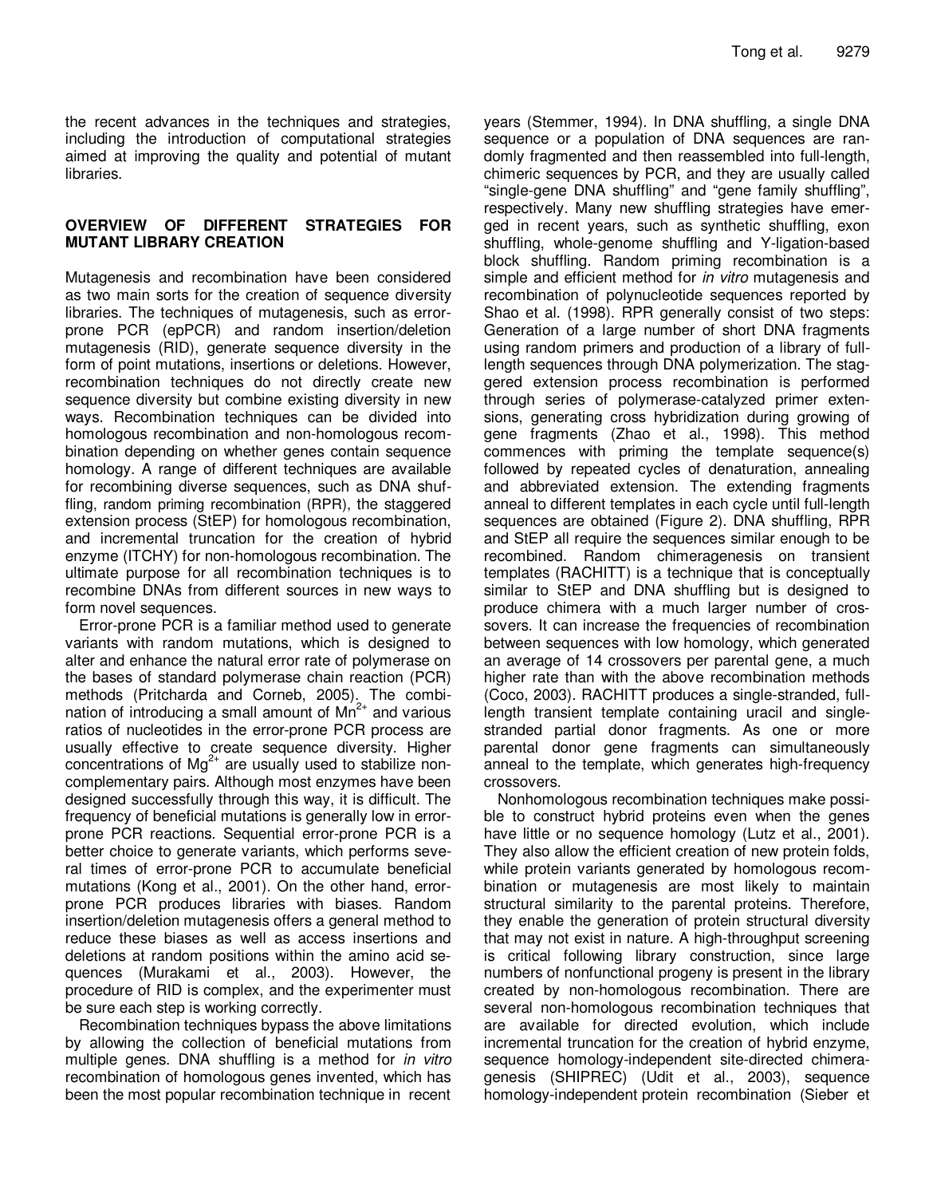the recent advances in the techniques and strategies, including the introduction of computational strategies aimed at improving the quality and potential of mutant libraries.

## OVERVIEW OF DIFFERENT STRATEGIES FOR MUTANT LIBRARY CREATION

Mutagenesis and recombination have been considered as two main sorts for the creation of sequence diversity libraries. The techniques of mutagenesis, such as error-prone PCR (epPCR) and random insertion/deletion mutagenesis (RID), generate sequence diversity in the form of point mutations, insertions or deletions. However, recombination techniques do not directly create new sequence diversity but combine existing diversity in new ways. Recombination techniques can be divided into homologous recombination and non-homologous recombination depending on whether genes contain sequence homology. A range of different techniques are available for recombining diverse sequences, such as DNA shuffling, random priming recombination (RPR), the staggered extension process (StEP) for homologous recombination, and incremental truncation for the creation of hybrid enzyme (ITCHY) for non-homologous recombination. The ultimate purpose for all recombination techniques is to recombine DNAs from different sources in new ways to form novel sequences.

Error-prone PCR is a familiar method used to generate variants with random mutations, which is designed to alter and enhance the natural error rate of polymerase on the bases of standard polymerase chain reaction (PCR) methods (Pritcharda and Corneb, 2005). The combination of introducing a small amount of $Mn^{2+}$ and various ratios of nucleotides in the error-prone PCR process are usually effective to create sequence diversity. Higher concentrations of $Mg^{2+}$ are usually used to stabilize non-complementary pairs. Although most enzymes have been designed successfully through this way, it is difficult. The frequency of beneficial mutations is generally low in error-prone PCR reactions. Sequential error-prone PCR is a better choice to generate variants, which performs several times of error-prone PCR to accumulate beneficial mutations (Kong et al., 2001). On the other hand, error-prone PCR produces libraries with biases. Random insertion/deletion mutagenesis offers a general method to reduce these biases as well as access insertions and deletions at random positions within the amino acid sequences (Murakami et al., 2003). However, the procedure of RID is complex, and the experimenter must be sure each step is working correctly.

Recombination techniques bypass the above limitations by allowing the collection of beneficial mutations from multiple genes. DNA shuffling is a method for *in vitro* recombination of homologous genes invented, which has been the most popular recombination technique in recent years (Stemmer, 1994). In DNA shuffling, a single DNA sequence or a population of DNA sequences are randomly fragmented and then reassembled into full-length, chimeric sequences by PCR, and they are usually called "single-gene DNA shuffling" and "gene family shuffling", respectively. Many new shuffling strategies have emerged in recent years, such as synthetic shuffling, exon shuffling, whole-genome shuffling and Y-ligation-based block shuffling. Random priming recombination is a simple and efficient method for *in vitro* mutagenesis and recombination of polynucleotide sequences reported by Shao et al. (1998). RPR generally consist of two steps: Generation of a large number of short DNA fragments using random primers and production of a library of full-length sequences through DNA polymerization. The staggered extension process recombination is performed through series of polymerase-catalyzed primer extensions, generating cross hybridization during growing of gene fragments (Zhao et al., 1998). This method commences with priming the template sequence(s) followed by repeated cycles of denaturation, annealing and abbreviated extension. The extending fragments anneal to different templates in each cycle until full-length sequences are obtained (Figure 2). DNA shuffling, RPR and StEP all require the sequences similar enough to be recombined. Random chimeragenesis on transient templates (RACHITT) is a technique that is conceptually similar to StEP and DNA shuffling but is designed to produce chimera with a much larger number of crossovers. It can increase the frequencies of recombination between sequences with low homology, which generated an average of 14 crossovers per parental gene, a much higher rate than with the above recombination methods (Coco, 2003). RACHITT produces a single-stranded, full-length transient template containing uracil and single-stranded partial donor fragments. As one or more parental donor gene fragments can simultaneously anneal to the template, which generates high-frequency crossovers.

Nonhomologous recombination techniques make possible to construct hybrid proteins even when the genes have little or no sequence homology (Lutz et al., 2001). They also allow the efficient creation of new protein folds, while protein variants generated by homologous recombination or mutagenesis are most likely to maintain structural similarity to the parental proteins. Therefore, they enable the generation of protein structural diversity that may not exist in nature. A high-throughput screening is critical following library construction, since large numbers of nonfunctional progeny is present in the library created by non-homologous recombination. There are several non-homologous recombination techniques that are available for directed evolution, which include incremental truncation for the creation of hybrid enzyme, sequence homology-independent site-directed chimeragenesis (SHIPREC) (Udit et al., 2003), sequence homology-independent protein recombination (Sieber et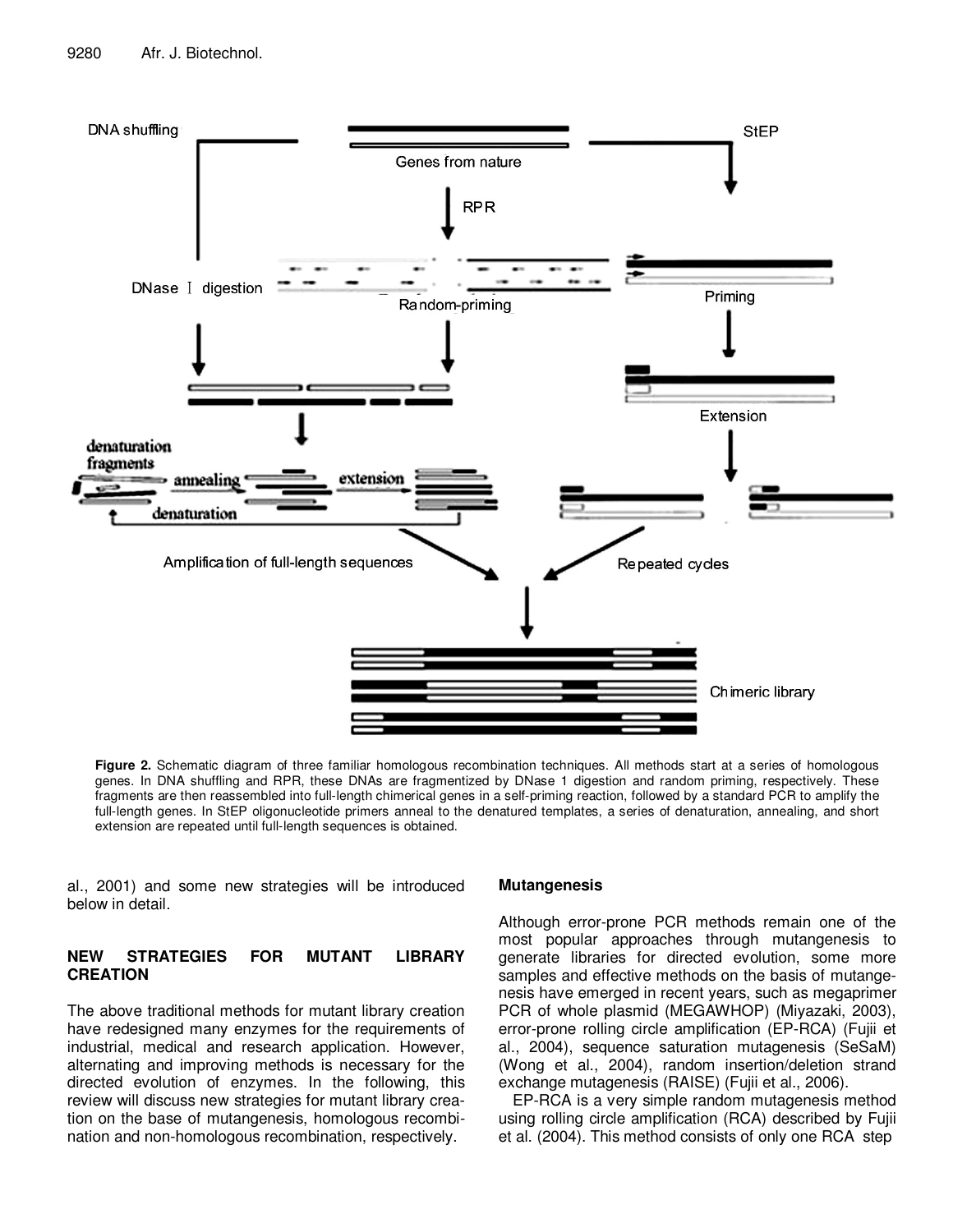**Figure 2.** Schematic diagram of three familiar homologous recombination techniques. All methods start at a series of homologous genes. In DNA shuffling and RPR, these DNAs are fragmentized by DNase 1 digestion and random priming, respectively. These fragments are then reassembled into full-length chimerical genes in a self-priming reaction, followed by a standard PCR to amplify the full-length genes. In StEP oligonucleotide primers anneal to the denatured templates, a series of denaturation, annealing, and short extension are repeated until full-length sequences is obtained.

al., 2001) and some new strategies will be introduced below in detail.

## NEW STRATEGIES FOR MUTANT LIBRARY CREATION

The above traditional methods for mutant library creation have redesigned many enzymes for the requirements of industrial, medical and research application. However, alternating and improving methods is necessary for the directed evolution of enzymes. In the following, this review will discuss new strategies for mutant library creation on the base of mutangenesis, homologous recombination and non-homologous recombination, respectively.

### Mutangenesis

Although error-prone PCR methods remain one of the most popular approaches through mutangenesis to generate libraries for directed evolution, some more samples and effective methods on the basis of mutangenesis have emerged in recent years, such as megaprimer PCR of whole plasmid (MEGAWHOP) (Miyazaki, 2003), error-prone rolling circle amplification (EP-RCA) (Fujii et al., 2004), sequence saturation mutagenesis (SeSaM) (Wong et al., 2004), random insertion/deletion strand exchange mutagenesis (RAISE) (Fujii et al., 2006).

EP-RCA is a very simple random mutagenesis method using rolling circle amplification (RCA) described by Fujii et al. (2004). This method consists of only one RCA step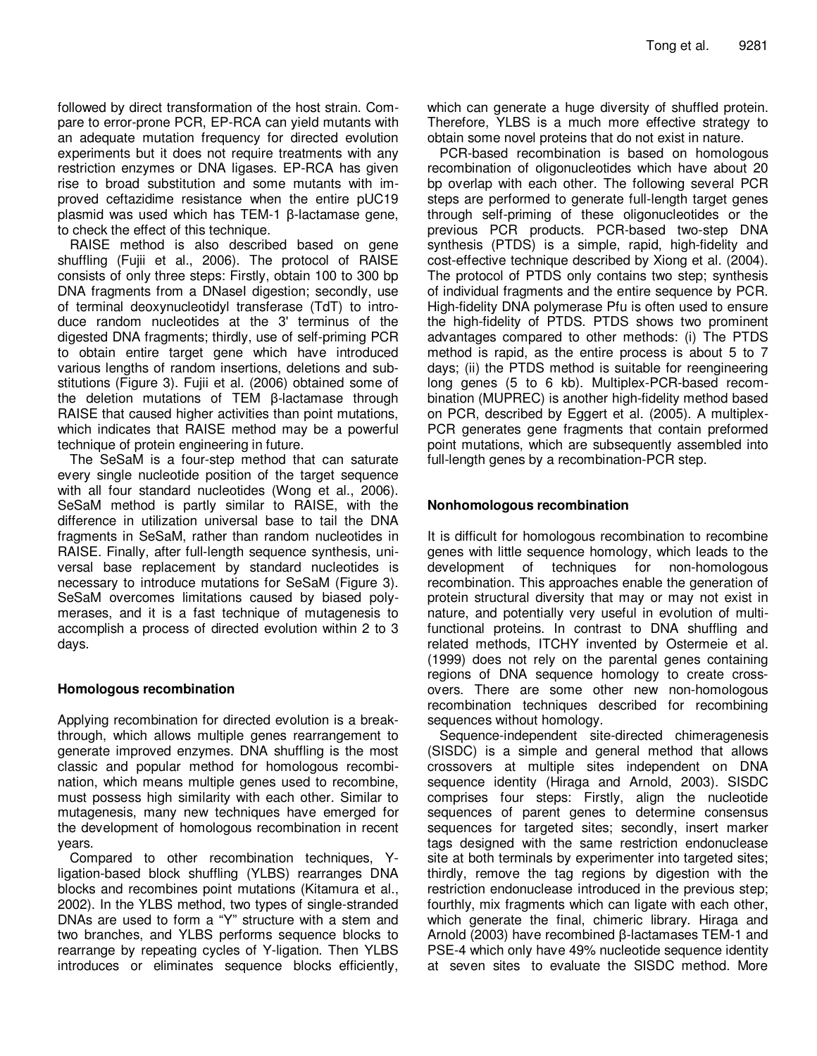followed by direct transformation of the host strain. Compare to error-prone PCR, EP-RCA can yield mutants with an adequate mutation frequency for directed evolution experiments but it does not require treatments with any restriction enzymes or DNA ligases. EP-RCA has given rise to broad substitution and some mutants with improved ceftazidime resistance when the entire pUC19 plasmid was used which has TEM-1 β-lactamase gene, to check the effect of this technique.

RAISE method is also described based on gene shuffling (Fujii et al., 2006). The protocol of RAISE consists of only three steps: Firstly, obtain 100 to 300 bp DNA fragments from a DNaseI digestion; secondly, use of terminal deoxynucleotidyl transferase (TdT) to introduce random nucleotides at the 3' terminus of the digested DNA fragments; thirdly, use of self-priming PCR to obtain entire target gene which have introduced various lengths of random insertions, deletions and substitutions (Figure 3). Fujii et al. (2006) obtained some of the deletion mutations of TEM β-lactamase through RAISE that caused higher activities than point mutations, which indicates that RAISE method may be a powerful technique of protein engineering in future.

The SeSaM is a four-step method that can saturate every single nucleotide position of the target sequence with all four standard nucleotides (Wong et al., 2006). SeSaM method is partly similar to RAISE, with the difference in utilization universal base to tail the DNA fragments in SeSaM, rather than random nucleotides in RAISE. Finally, after full-length sequence synthesis, universal base replacement by standard nucleotides is necessary to introduce mutations for SeSaM (Figure 3). SeSaM overcomes limitations caused by biased polymerases, and it is a fast technique of mutagenesis to accomplish a process of directed evolution within 2 to 3 days.

### Homologous recombination

Applying recombination for directed evolution is a breakthrough, which allows multiple genes rearrangement to generate improved enzymes. DNA shuffling is the most classic and popular method for homologous recombination, which means multiple genes used to recombine, must possess high similarity with each other. Similar to mutagenesis, many new techniques have emerged for the development of homologous recombination in recent years.

Compared to other recombination techniques, Y-ligation-based block shuffling (YLBS) rearranges DNA blocks and recombines point mutations (Kitamura et al., 2002). In the YLBS method, two types of single-stranded DNAs are used to form a "Y" structure with a stem and two branches, and YLBS performs sequence blocks to rearrange by repeating cycles of Y-ligation. Then YLBS introduces or eliminates sequence blocks efficiently, which can generate a huge diversity of shuffled protein. Therefore, YLBS is a much more effective strategy to obtain some novel proteins that do not exist in nature.

PCR-based recombination is based on homologous recombination of oligonucleotides which have about 20 bp overlap with each other. The following several PCR steps are performed to generate full-length target genes through self-priming of these oligonucleotides or the previous PCR products. PCR-based two-step DNA synthesis (PTDS) is a simple, rapid, high-fidelity and cost-effective technique described by Xiong et al. (2004). The protocol of PTDS only contains two step; synthesis of individual fragments and the entire sequence by PCR. High-fidelity DNA polymerase Pfu is often used to ensure the high-fidelity of PTDS. PTDS shows two prominent advantages compared to other methods: (i) The PTDS method is rapid, as the entire process is about 5 to 7 days; (ii) the PTDS method is suitable for reengineering long genes (5 to 6 kb). Multiplex-PCR-based recombination (MUPREC) is another high-fidelity method based on PCR, described by Eggert et al. (2005). A multiplex-PCR generates gene fragments that contain preformed point mutations, which are subsequently assembled into full-length genes by a recombination-PCR step.

### Nonhomologous recombination

It is difficult for homologous recombination to recombine genes with little sequence homology, which leads to the development of techniques for non-homologous recombination. This approaches enable the generation of protein structural diversity that may or may not exist in nature, and potentially very useful in evolution of multi-functional proteins. In contrast to DNA shuffling and related methods, ITCHY invented by Ostermeie et al. (1999) does not rely on the parental genes containing regions of DNA sequence homology to create cross-overs. There are some other new non-homologous recombination techniques described for recombining sequences without homology.

Sequence-independent site-directed chimeragenesis (SISDC) is a simple and general method that allows crossovers at multiple sites independent on DNA sequence identity (Hiraga and Arnold, 2003). SISDC comprises four steps: Firstly, align the nucleotide sequences of parent genes to determine consensus sequences for targeted sites; secondly, insert marker tags designed with the same restriction endonuclease site at both terminals by experimenter into targeted sites; thirdly, remove the tag regions by digestion with the restriction endonuclease introduced in the previous step; fourthly, mix fragments which can ligate with each other, which generate the final, chimeric library. Hiraga and Arnold (2003) have recombined β-lactamases TEM-1 and PSE-4 which only have 49% nucleotide sequence identity at seven sites to evaluate the SISDC method. More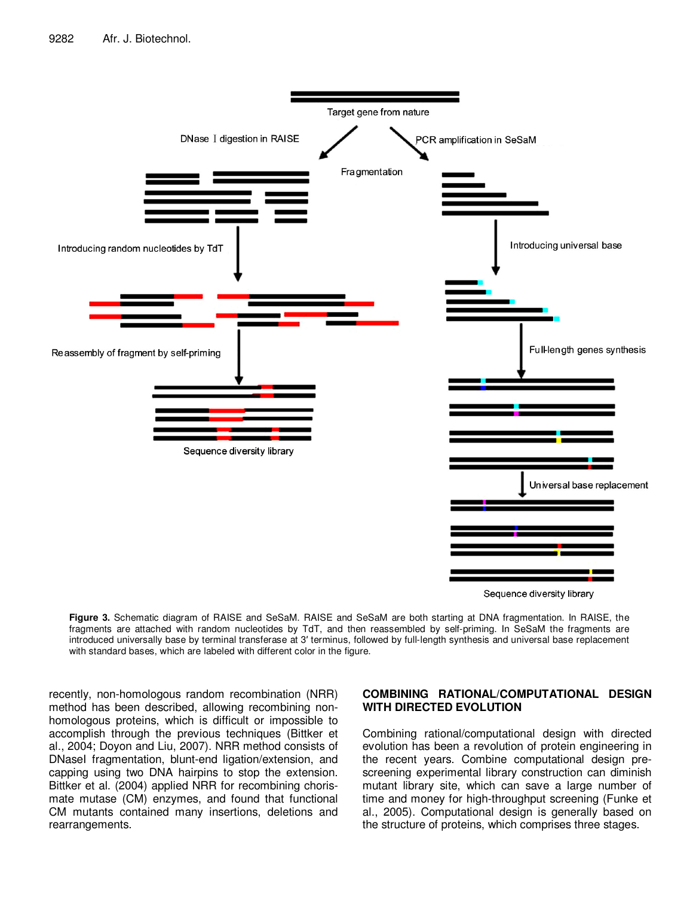**Figure 3.** Schematic diagram of RAISE and SeSaM. RAISE and SeSaM are both starting at DNA fragmentation. In RAISE, the fragments are attached with random nucleotides by TdT, and then reassembled by self-priming. In SeSaM the fragments are introduced universally base by terminal transferase at 3′ terminus, followed by full-length synthesis and universal base replacement with standard bases, which are labeled with different color in the figure.

recently, non-homologous random recombination (NRR) method has been described, allowing recombining non-homologous proteins, which is difficult or impossible to accomplish through the previous techniques (Bittker et al., 2004; Doyon and Liu, 2007). NRR method consists of DNaseI fragmentation, blunt-end ligation/extension, and capping using two DNA hairpins to stop the extension. Bittker et al. (2004) applied NRR for recombining chorismate mutase (CM) enzymes, and found that functional CM mutants contained many insertions, deletions and rearrangements.

## COMBINING RATIONAL/COMPUTATIONAL DESIGN WITH DIRECTED EVOLUTION

Combining rational/computational design with directed evolution has been a revolution of protein engineering in the recent years. Combine computational design pre-screening experimental library construction can diminish mutant library site, which can save a large number of time and money for high-throughput screening (Funke et al., 2005). Computational design is generally based on the structure of proteins, which comprises three stages.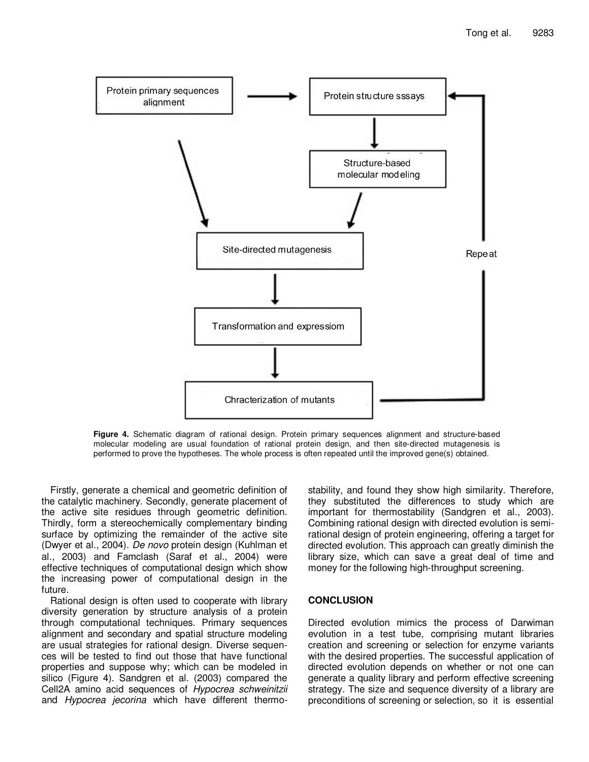Figure 4. Schematic diagram of rational design. Protein primary sequences alignment and structure-based molecular modeling are usual foundation of rational protein design, and then site-directed mutagenesis is performed to prove the hypotheses. The whole process is often repeated until the improved gene(s) obtained.

Firstly, generate a chemical and geometric definition of the catalytic machinery. Secondly, generate placement of the active site residues through geometric definition. Thirdly, form a stereochemically complementary binding surface by optimizing the remainder of the active site (Dwyer et al., 2004). *De novo* protein design (Kuhlman et al., 2003) and Famclash (Saraf et al., 2004) were effective techniques of computational design which show the increasing power of computational design in the future.

Rational design is often used to cooperate with library diversity generation by structure analysis of a protein through computational techniques. Primary sequences alignment and secondary and spatial structure modeling are usual strategies for rational design. Diverse sequences will be tested to find out those that have functional properties and suppose why; which can be modeled in silico (Figure 4). Sandgren et al. (2003) compared the Cell2A amino acid sequences of *Hypocrea schweinitzii* and *Hypocrea jecorina* which have different thermostability, and found they show high similarity. Therefore, they substituted the differences to study which are important for thermostability (Sandgren et al., 2003). Combining rational design with directed evolution is semi-rational design of protein engineering, offering a target for directed evolution. This approach can greatly diminish the library size, which can save a great deal of time and money for the following high-throughput screening.

## CONCLUSION

Directed evolution mimics the process of Darwiman evolution in a test tube, comprising mutant libraries creation and screening or selection for enzyme variants with the desired properties. The successful application of directed evolution depends on whether or not one can generate a quality library and perform effective screening strategy. The size and sequence diversity of a library are preconditions of screening or selection, so it is essential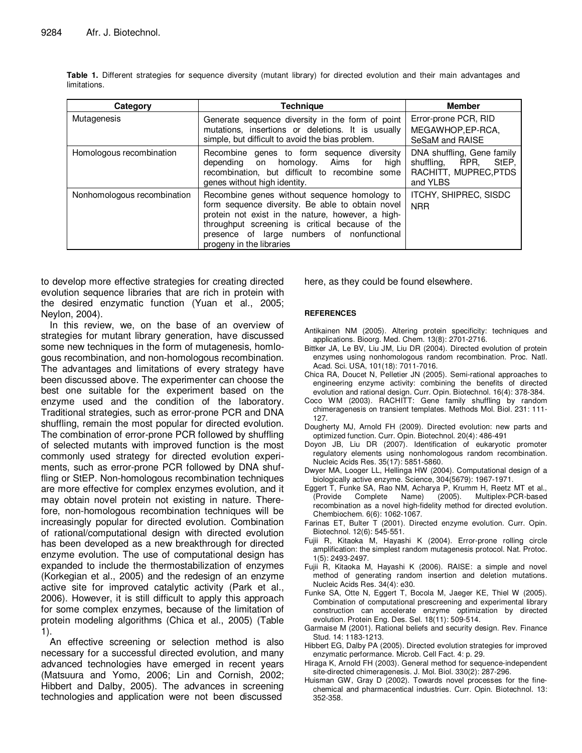**Table 1.** Different strategies for sequence diversity (mutant library) for directed evolution and their main advantages and limitations.

| Category | Technique | Member |
|---|---|---|
| Mutagenesis | Generate sequence diversity in the form of point mutations, insertions or deletions. It is usually simple, but difficult to avoid the bias problem. | Error-prone PCR, RID MEGAWHOP,EP-RCA, SeSaM and RAISE |
| Homologous recombination | Recombine genes to form sequence diversity depending on homology. Aims for high recombination, but difficult to recombine some genes without high identity. | DNA shuffling, Gene family shuffling, RPR, StEP, RACHITT, MUPREC,PTDS and YLBS |
| Nonhomologous recombination | Recombine genes without sequence homology to form sequence diversity. Be able to obtain novel protein not exist in the nature, however, a high-throughput screening is critical because of the presence of large numbers of nonfunctional progeny in the libraries | ITCHY, SHIPREC, SISDC NRR |

to develop more effective strategies for creating directed evolution sequence libraries that are rich in protein with the desired enzymatic function (Yuan et al., 2005; Neylon, 2004).

In this review, we, on the base of an overview of strategies for mutant library generation, have discussed some new techniques in the form of mutagenesis, homlogous recombination, and non-homologous recombination. The advantages and limitations of every strategy have been discussed above. The experimenter can choose the best one suitable for the experiment based on the enzyme used and the condition of the laboratory. Traditional strategies, such as error-prone PCR and DNA shuffling, remain the most popular for directed evolution. The combination of error-prone PCR followed by shuffling of selected mutants with improved function is the most commonly used strategy for directed evolution experiments, such as error-prone PCR followed by DNA shuffling or StEP. Non-homologous recombination techniques are more effective for complex enzymes evolution, and it may obtain novel protein not existing in nature. Therefore, non-homologous recombination techniques will be increasingly popular for directed evolution. Combination of rational/computational design with directed evolution has been developed as a new breakthrough for directed enzyme evolution. The use of computational design has expanded to include the thermostabilization of enzymes (Korkegian et al., 2005) and the redesign of an enzyme active site for improved catalytic activity (Park et al., 2006). However, it is still difficult to apply this approach for some complex enzymes, because of the limitation of protein modeling algorithms (Chica et al., 2005) (Table 1).

An effective screening or selection method is also necessary for a successful directed evolution, and many advanced technologies have emerged in recent years (Matsuura and Yomo, 2006; Lin and Cornish, 2002; Hibbert and Dalby, 2005). The advances in screening technologies and application were not been discussed here, as they could be found elsewhere.

## REFERENCES

Antikainen NM (2005). Altering protein specificity: techniques and applications. Bioorg. Med. Chem. 13(8): 2701-2716.

Bittker JA, Le BV, Liu JM, Liu DR (2004). Directed evolution of protein enzymes using nonhomologous random recombination. Proc. Natl. Acad. Sci. USA, 101(18): 7011-7016.

Chica RA, Doucet N, Pelletier JN (2005). Semi-rational approaches to engineering enzyme activity: combining the benefits of directed evolution and rational design. Curr. Opin. Biotechnol. 16(4): 378-384.

Coco WM (2003). RACHITT: Gene family shuffling by random chimeragenesis on transient templates. Methods Mol. Biol. 231: 111-127.

Dougherty MJ, Arnold FH (2009). Directed evolution: new parts and optimized function. Curr. Opin. Biotechnol. 20(4): 486-491

Doyon JB, Liu DR (2007). Identification of eukaryotic promoter regulatory elements using nonhomologous random recombination. Nucleic Acids Res. 35(17): 5851-5860.

Dwyer MA, Looger LL, Hellinga HW (2004). Computational design of a biologically active enzyme. Science, 304(5679): 1967-1971.

Eggert T, Funke SA, Rao NM, Acharya P, Krumm H, Reetz MT et al., (Provide Complete Name) (2005). Multiplex-PCR-based recombination as a novel high-fidelity method for directed evolution. Chembiochem. 6(6): 1062-1067.

Farinas ET, Bulter T (2001). Directed enzyme evolution. Curr. Opin. Biotechnol. 12(6): 545-551.

Fujii R, Kitaoka M, Hayashi K (2004). Error-prone rolling circle amplification: the simplest random mutagenesis protocol. Nat. Protoc. 1(5): 2493-2497.

Fujii R, Kitaoka M, Hayashi K (2006). RAISE: a simple and novel method of generating random insertion and deletion mutations. Nucleic Acids Res. 34(4): e30.

Funke SA, Otte N, Eggert T, Bocola M, Jaeger KE, Thiel W (2005). Combination of computational prescreening and experimental library construction can accelerate enzyme optimization by directed evolution. Protein Eng. Des. Sel. 18(11): 509-514.

Garmaise M (2001). Rational beliefs and security design. Rev. Finance Stud. 14: 1183-1213.

Hibbert EG, Dalby PA (2005). Directed evolution strategies for improved enzymatic performance. Microb. Cell Fact. 4: p. 29.

Hiraga K, Arnold FH (2003). General method for sequence-independent site-directed chimeragenesis. J. Mol. Biol. 330(2): 287-296.

Huisman GW, Gray D (2002). Towards novel processes for the fine-chemical and pharmacentical industries. Curr. Opin. Biotechnol. 13: 352-358.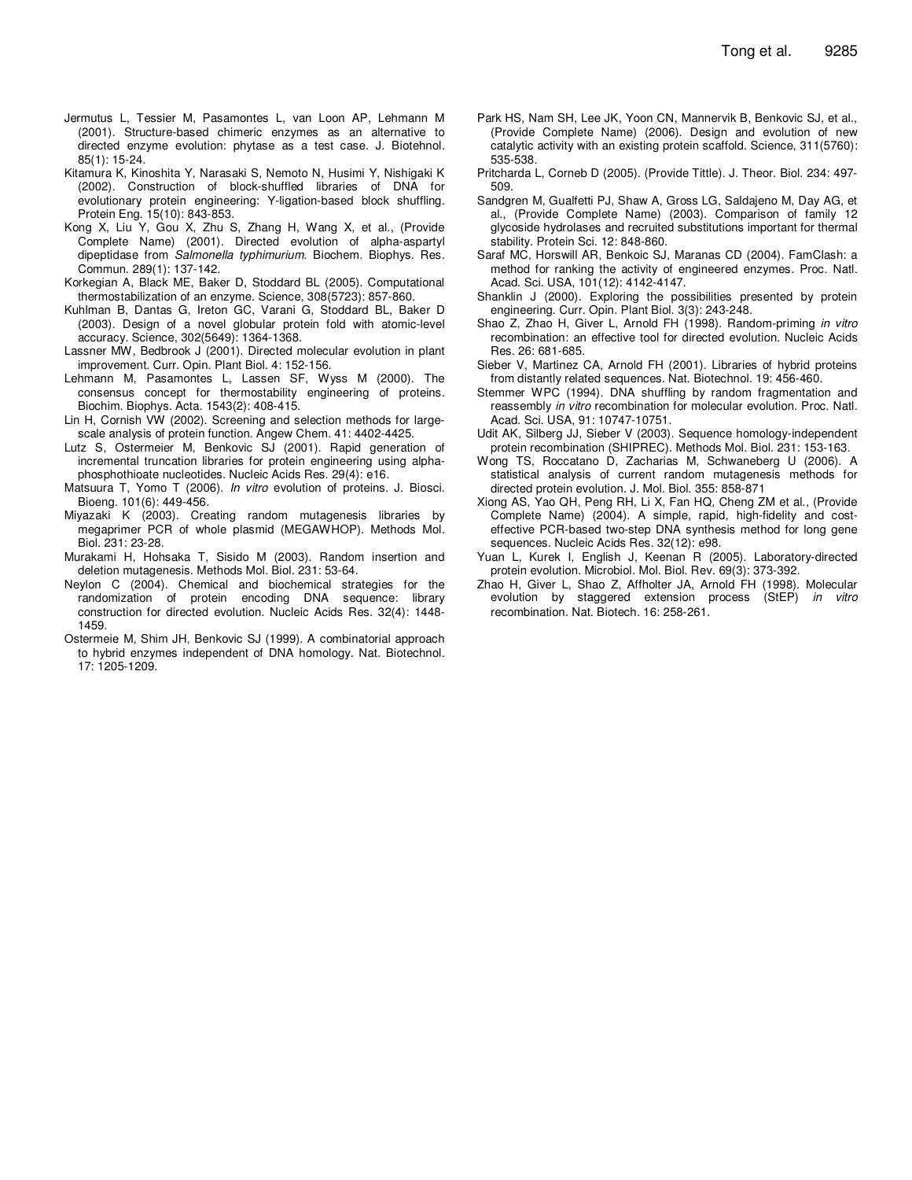Jermutus L, Tessier M, Pasamontes L, van Loon AP, Lehmann M (2001). Structure-based chimeric enzymes as an alternative to directed enzyme evolution: phytase as a test case. J. Biotehnol. 85(1): 15-24.

Kitamura K, Kinoshita Y, Narasaki S, Nemoto N, Husimi Y, Nishigaki K (2002). Construction of block-shuffled libraries of DNA for evolutionary protein engineering: Y-ligation-based block shuffling. Protein Eng. 15(10): 843-853.

Kong X, Liu Y, Gou X, Zhu S, Zhang H, Wang X, et al., (Provide Complete Name) (2001). Directed evolution of alpha-aspartyl dipeptidase from *Salmonella typhimurium*. Biochem. Biophys. Res. Commun. 289(1): 137-142.

Korkegian A, Black ME, Baker D, Stoddard BL (2005). Computational thermostabilization of an enzyme. Science, 308(5723): 857-860.

Kuhlman B, Dantas G, Ireton GC, Varani G, Stoddard BL, Baker D (2003). Design of a novel globular protein fold with atomic-level accuracy. Science, 302(5649): 1364-1368.

Lassner MW, Bedbrook J (2001). Directed molecular evolution in plant improvement. Curr. Opin. Plant Biol. 4: 152-156.

Lehmann M, Pasamontes L, Lassen SF, Wyss M (2000). The consensus concept for thermostability engineering of proteins. Biochim. Biophys. Acta. 1543(2): 408-415.

Lin H, Cornish VW (2002). Screening and selection methods for large-scale analysis of protein function. Angew Chem. 41: 4402-4425.

Lutz S, Ostermeier M, Benkovic SJ (2001). Rapid generation of incremental truncation libraries for protein engineering using alpha-phosphothioate nucleotides. Nucleic Acids Res. 29(4): e16.

Matsuura T, Yomo T (2006). *In vitro* evolution of proteins. J. Biosci. Bioeng. 101(6): 449-456.

Miyazaki K (2003). Creating random mutagenesis libraries by megaprimer PCR of whole plasmid (MEGAWHOP). Methods Mol. Biol. 231: 23-28.

Murakami H, Hohsaka T, Sisido M (2003). Random insertion and deletion mutagenesis. Methods Mol. Biol. 231: 53-64.

Neylon C (2004). Chemical and biochemical strategies for the randomization of protein encoding DNA sequence: library construction for directed evolution. Nucleic Acids Res. 32(4): 1448-1459.

Ostermeie M, Shim JH, Benkovic SJ (1999). A combinatorial approach to hybrid enzymes independent of DNA homology. Nat. Biotechnol. 17: 1205-1209.

Park HS, Nam SH, Lee JK, Yoon CN, Mannervik B, Benkovic SJ, et al., (Provide Complete Name) (2006). Design and evolution of new catalytic activity with an existing protein scaffold. Science, 311(5760): 535-538.

Pritcharda L, Corneb D (2005). (Provide Tittle). J. Theor. Biol. 234: 497-509.

Sandgren M, Gualfetti PJ, Shaw A, Gross LG, Saldajeno M, Day AG, et al., (Provide Complete Name) (2003). Comparison of family 12 glycoside hydrolases and recruited substitutions important for thermal stability. Protein Sci. 12: 848-860.

Saraf MC, Horswill AR, Benkoic SJ, Maranas CD (2004). FamClash: a method for ranking the activity of engineered enzymes. Proc. Natl. Acad. Sci. USA, 101(12): 4142-4147.

Shanklin J (2000). Exploring the possibilities presented by protein engineering. Curr. Opin. Plant Biol. 3(3): 243-248.

Shao Z, Zhao H, Giver L, Arnold FH (1998). Random-priming *in vitro* recombination: an effective tool for directed evolution. Nucleic Acids Res. 26: 681-685.

Sieber V, Martinez CA, Arnold FH (2001). Libraries of hybrid proteins from distantly related sequences. Nat. Biotechnol. 19: 456-460.

Stemmer WPC (1994). DNA shuffling by random fragmentation and reassembly *in vitro* recombination for molecular evolution. Proc. Natl. Acad. Sci. USA, 91: 10747-10751.

Udit AK, Silberg JJ, Sieber V (2003). Sequence homology-independent protein recombination (SHIPREC). Methods Mol. Biol. 231: 153-163.

Wong TS, Roccatano D, Zacharias M, Schwaneberg U (2006). A statistical analysis of current random mutagenesis methods for directed protein evolution. J. Mol. Biol. 355: 858-871

Xiong AS, Yao QH, Peng RH, Li X, Fan HQ, Cheng ZM et al., (Provide Complete Name) (2004). A simple, rapid, high-fidelity and cost-effective PCR-based two-step DNA synthesis method for long gene sequences. Nucleic Acids Res. 32(12): e98.

Yuan L, Kurek I, English J, Keenan R (2005). Laboratory-directed protein evolution. Microbiol. Mol. Biol. Rev. 69(3): 373-392.

Zhao H, Giver L, Shao Z, Affholter JA, Arnold FH (1998). Molecular evolution by staggered extension process (StEP) *in vitro* recombination. Nat. Biotech. 16: 258-261.